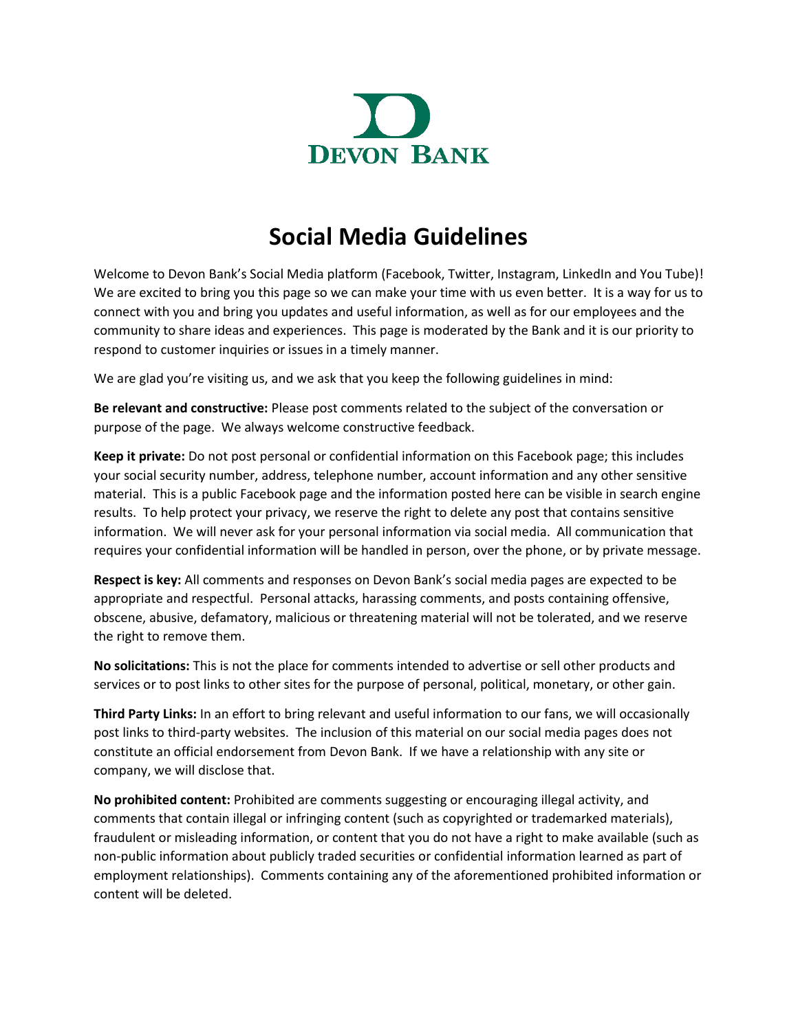DEVON BANK

# Social Media Guidelines

Welcome to Devon Bank's Social Media platform (Facebook, Twitter, Instagram, LinkedIn and You Tube)! We are excited to bring you this page so we can make your time with us even better. It is a way for us to connect with you and bring you updates and useful information, as well as for our employees and the community to share ideas and experiences. This page is moderated by the Bank and it is our priority to respond to customer inquiries or issues in a timely manner.

We are glad you're visiting us, and we ask that you keep the following guidelines in mind:

**Be relevant and constructive:** Please post comments related to the subject of the conversation or purpose of the page. We always welcome constructive feedback.

**Keep it private:** Do not post personal or confidential information on this Facebook page; this includes your social security number, address, telephone number, account information and any other sensitive material. This is a public Facebook page and the information posted here can be visible in search engine results. To help protect your privacy, we reserve the right to delete any post that contains sensitive information. We will never ask for your personal information via social media. All communication that requires your confidential information will be handled in person, over the phone, or by private message.

**Respect is key:** All comments and responses on Devon Bank's social media pages are expected to be appropriate and respectful. Personal attacks, harassing comments, and posts containing offensive, obscene, abusive, defamatory, malicious or threatening material will not be tolerated, and we reserve the right to remove them.

**No solicitations:** This is not the place for comments intended to advertise or sell other products and services or to post links to other sites for the purpose of personal, political, monetary, or other gain.

**Third Party Links:** In an effort to bring relevant and useful information to our fans, we will occasionally post links to third-party websites. The inclusion of this material on our social media pages does not constitute an official endorsement from Devon Bank. If we have a relationship with any site or company, we will disclose that.

**No prohibited content:** Prohibited are comments suggesting or encouraging illegal activity, and comments that contain illegal or infringing content (such as copyrighted or trademarked materials), fraudulent or misleading information, or content that you do not have a right to make available (such as non-public information about publicly traded securities or confidential information learned as part of employment relationships). Comments containing any of the aforementioned prohibited information or content will be deleted.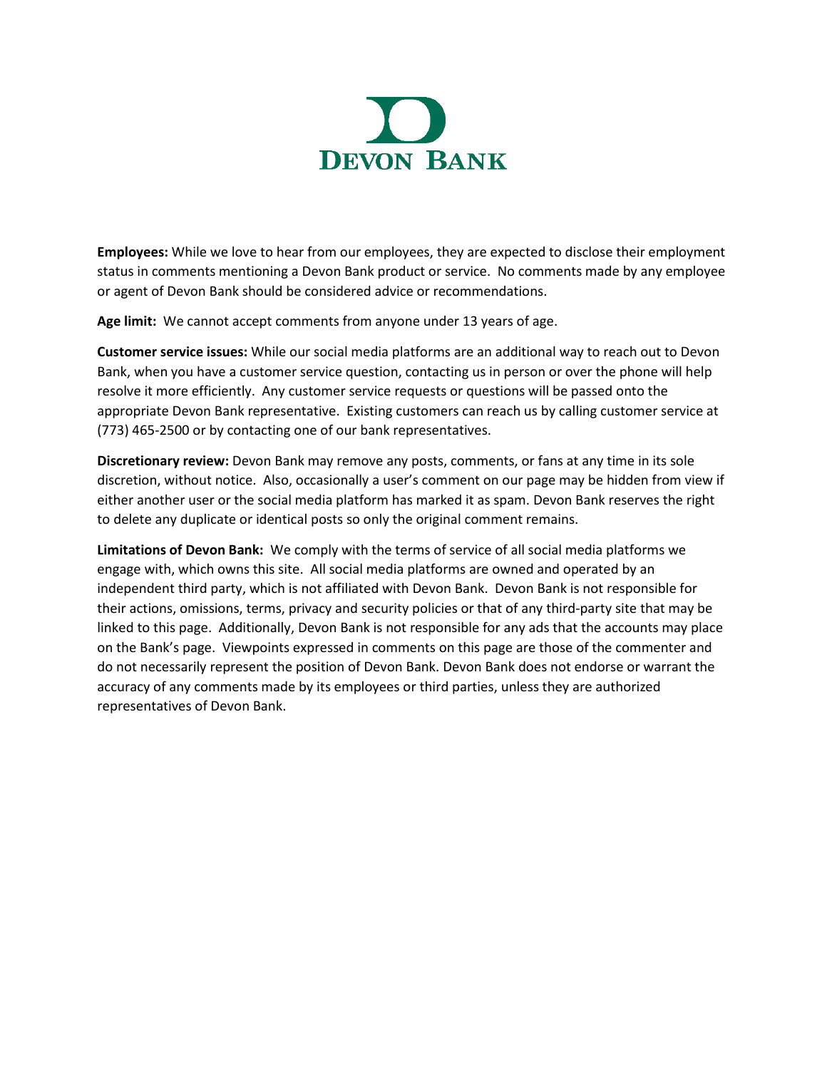**DEVON BANK**

**Employees:** While we love to hear from our employees, they are expected to disclose their employment status in comments mentioning a Devon Bank product or service. No comments made by any employee or agent of Devon Bank should be considered advice or recommendations.

**Age limit:** We cannot accept comments from anyone under 13 years of age.

**Customer service issues:** While our social media platforms are an additional way to reach out to Devon Bank, when you have a customer service question, contacting us in person or over the phone will help resolve it more efficiently. Any customer service requests or questions will be passed onto the appropriate Devon Bank representative. Existing customers can reach us by calling customer service at (773) 465-2500 or by contacting one of our bank representatives.

**Discretionary review:** Devon Bank may remove any posts, comments, or fans at any time in its sole discretion, without notice. Also, occasionally a user's comment on our page may be hidden from view if either another user or the social media platform has marked it as spam. Devon Bank reserves the right to delete any duplicate or identical posts so only the original comment remains.

**Limitations of Devon Bank:** We comply with the terms of service of all social media platforms we engage with, which owns this site. All social media platforms are owned and operated by an independent third party, which is not affiliated with Devon Bank. Devon Bank is not responsible for their actions, omissions, terms, privacy and security policies or that of any third-party site that may be linked to this page. Additionally, Devon Bank is not responsible for any ads that the accounts may place on the Bank's page. Viewpoints expressed in comments on this page are those of the commenter and do not necessarily represent the position of Devon Bank. Devon Bank does not endorse or warrant the accuracy of any comments made by its employees or third parties, unless they are authorized representatives of Devon Bank.